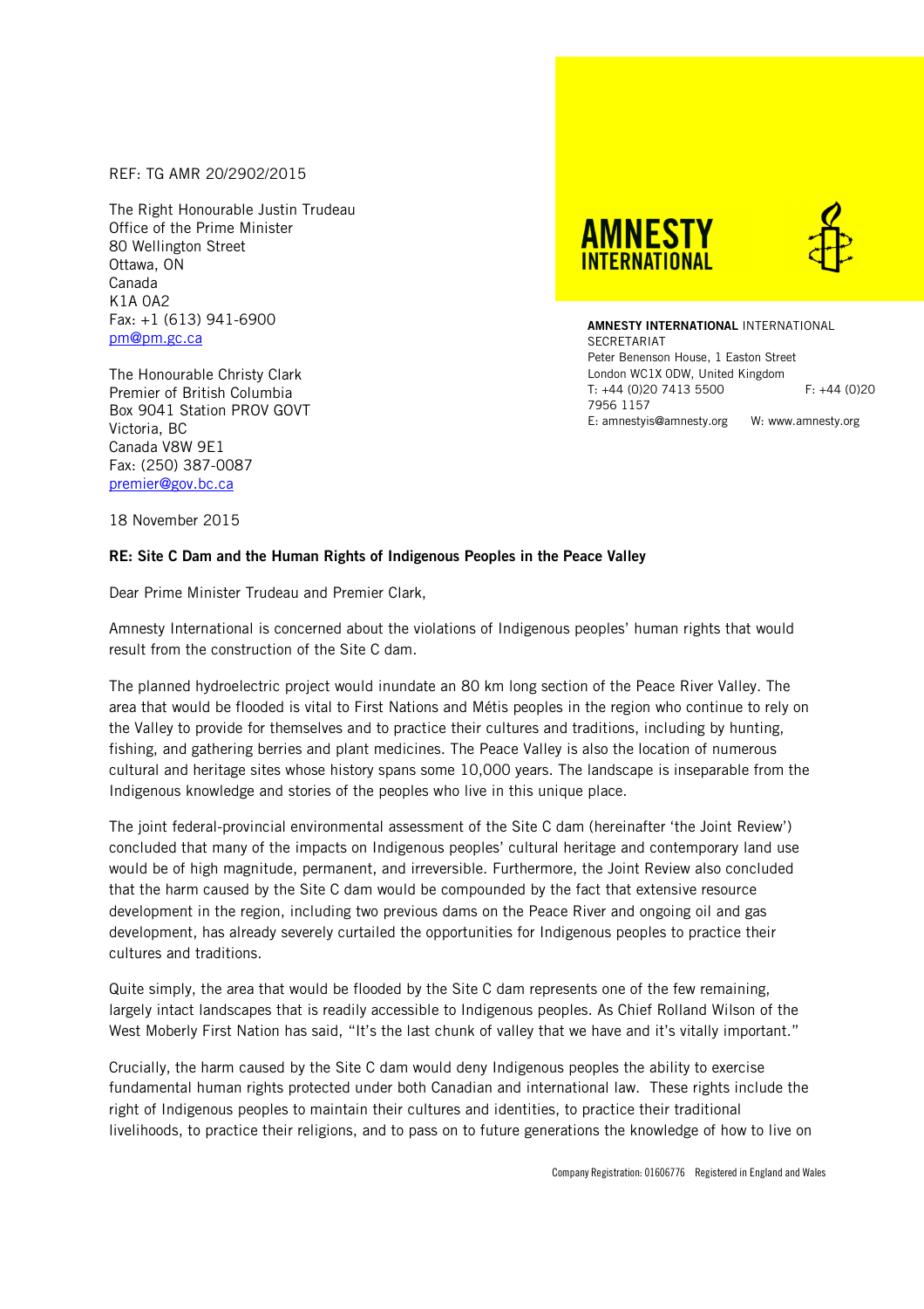REF: TG AMR 20/2902/2015

The Right Honourable Justin Trudeau
Office of the Prime Minister
80 Wellington Street
Ottawa, ON
Canada
K1A 0A2
Fax: +1 (613) 941-6900
pm@pm.gc.ca

The Honourable Christy Clark
Premier of British Columbia
Box 9041 Station PROV GOVT
Victoria, BC
Canada V8W 9E1
Fax: (250) 387-0087
premier@gov.bc.ca

AMNESTY INTERNATIONAL

**AMNESTY INTERNATIONAL** INTERNATIONAL SECRETARIAT
Peter Benenson House, 1 Easton Street
London WC1X 0DW, United Kingdom
T: +44 (0)20 7413 5500 F: +44 (0)20 7956 1157
E: amnestyis@amnesty.org W: www.amnesty.org

18 November 2015

**RE: Site C Dam and the Human Rights of Indigenous Peoples in the Peace Valley**

Dear Prime Minister Trudeau and Premier Clark,

Amnesty International is concerned about the violations of Indigenous peoples' human rights that would result from the construction of the Site C dam.

The planned hydroelectric project would inundate an 80 km long section of the Peace River Valley. The area that would be flooded is vital to First Nations and Métis peoples in the region who continue to rely on the Valley to provide for themselves and to practice their cultures and traditions, including by hunting, fishing, and gathering berries and plant medicines. The Peace Valley is also the location of numerous cultural and heritage sites whose history spans some 10,000 years. The landscape is inseparable from the Indigenous knowledge and stories of the peoples who live in this unique place.

The joint federal-provincial environmental assessment of the Site C dam (hereinafter 'the Joint Review') concluded that many of the impacts on Indigenous peoples' cultural heritage and contemporary land use would be of high magnitude, permanent, and irreversible. Furthermore, the Joint Review also concluded that the harm caused by the Site C dam would be compounded by the fact that extensive resource development in the region, including two previous dams on the Peace River and ongoing oil and gas development, has already severely curtailed the opportunities for Indigenous peoples to practice their cultures and traditions.

Quite simply, the area that would be flooded by the Site C dam represents one of the few remaining, largely intact landscapes that is readily accessible to Indigenous peoples. As Chief Rolland Wilson of the West Moberly First Nation has said, "It's the last chunk of valley that we have and it's vitally important."

Crucially, the harm caused by the Site C dam would deny Indigenous peoples the ability to exercise fundamental human rights protected under both Canadian and international law. These rights include the right of Indigenous peoples to maintain their cultures and identities, to practice their traditional livelihoods, to practice their religions, and to pass on to future generations the knowledge of how to live on

Company Registration: 01606776 Registered in England and Wales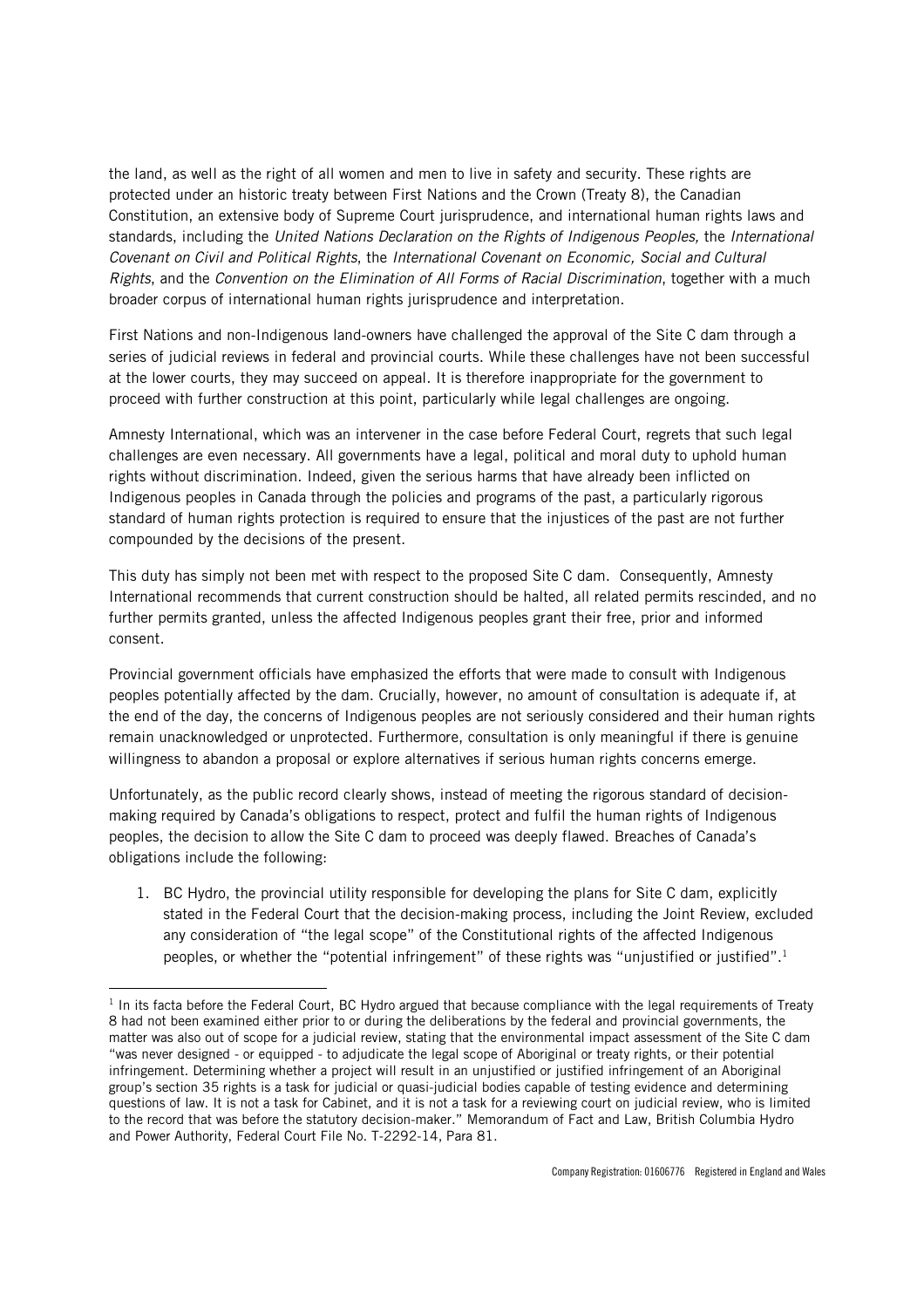the land, as well as the right of all women and men to live in safety and security. These rights are protected under an historic treaty between First Nations and the Crown (Treaty 8), the Canadian Constitution, an extensive body of Supreme Court jurisprudence, and international human rights laws and standards, including the *United Nations Declaration on the Rights of Indigenous Peoples,* the *International Covenant on Civil and Political Rights*, the *International Covenant on Economic, Social and Cultural Rights*, and the *Convention on the Elimination of All Forms of Racial Discrimination*, together with a much broader corpus of international human rights jurisprudence and interpretation.

First Nations and non-Indigenous land-owners have challenged the approval of the Site C dam through a series of judicial reviews in federal and provincial courts. While these challenges have not been successful at the lower courts, they may succeed on appeal. It is therefore inappropriate for the government to proceed with further construction at this point, particularly while legal challenges are ongoing.

Amnesty International, which was an intervener in the case before Federal Court, regrets that such legal challenges are even necessary. All governments have a legal, political and moral duty to uphold human rights without discrimination. Indeed, given the serious harms that have already been inflicted on Indigenous peoples in Canada through the policies and programs of the past, a particularly rigorous standard of human rights protection is required to ensure that the injustices of the past are not further compounded by the decisions of the present.

This duty has simply not been met with respect to the proposed Site C dam. Consequently, Amnesty International recommends that current construction should be halted, all related permits rescinded, and no further permits granted, unless the affected Indigenous peoples grant their free, prior and informed consent.

Provincial government officials have emphasized the efforts that were made to consult with Indigenous peoples potentially affected by the dam. Crucially, however, no amount of consultation is adequate if, at the end of the day, the concerns of Indigenous peoples are not seriously considered and their human rights remain unacknowledged or unprotected. Furthermore, consultation is only meaningful if there is genuine willingness to abandon a proposal or explore alternatives if serious human rights concerns emerge.

Unfortunately, as the public record clearly shows, instead of meeting the rigorous standard of decision-making required by Canada's obligations to respect, protect and fulfil the human rights of Indigenous peoples, the decision to allow the Site C dam to proceed was deeply flawed. Breaches of Canada's obligations include the following:

1. BC Hydro, the provincial utility responsible for developing the plans for Site C dam, explicitly stated in the Federal Court that the decision-making process, including the Joint Review, excluded any consideration of "the legal scope" of the Constitutional rights of the affected Indigenous peoples, or whether the "potential infringement" of these rights was "unjustified or justified".[1]

---

[1] In its facta before the Federal Court, BC Hydro argued that because compliance with the legal requirements of Treaty 8 had not been examined either prior to or during the deliberations by the federal and provincial governments, the matter was also out of scope for a judicial review, stating that the environmental impact assessment of the Site C dam "was never designed - or equipped - to adjudicate the legal scope of Aboriginal or treaty rights, or their potential infringement. Determining whether a project will result in an unjustified or justified infringement of an Aboriginal group's section 35 rights is a task for judicial or quasi-judicial bodies capable of testing evidence and determining questions of law. It is not a task for Cabinet, and it is not a task for a reviewing court on judicial review, who is limited to the record that was before the statutory decision-maker." Memorandum of Fact and Law, British Columbia Hydro and Power Authority, Federal Court File No. T-2292-14, Para 81.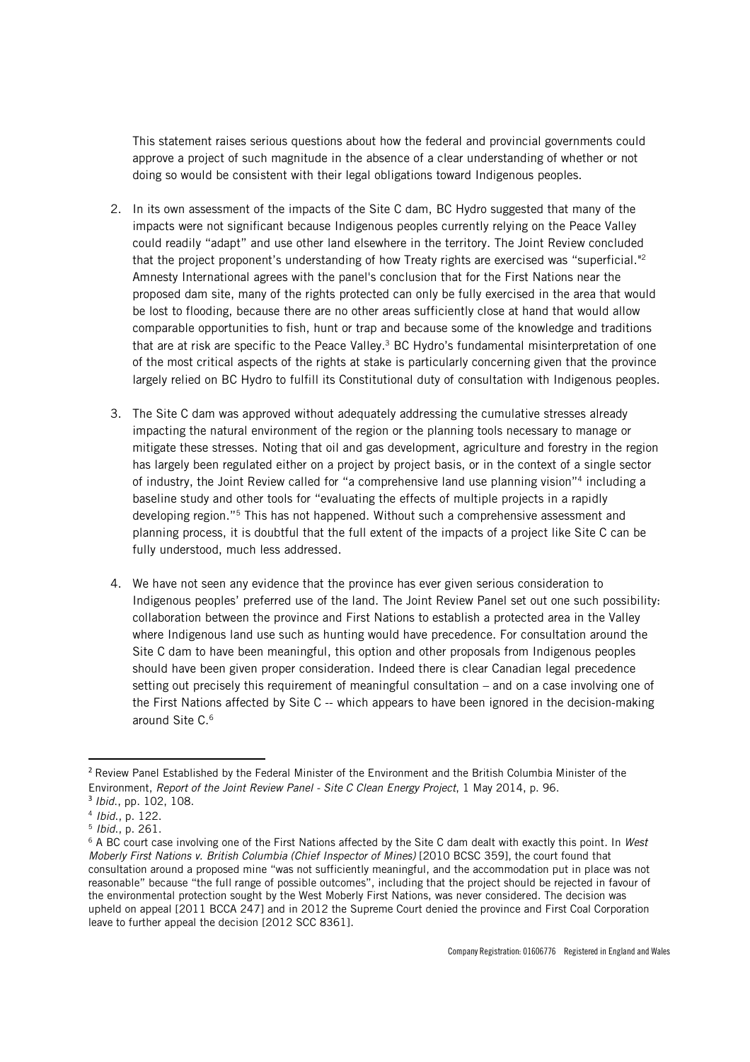This statement raises serious questions about how the federal and provincial governments could approve a project of such magnitude in the absence of a clear understanding of whether or not doing so would be consistent with their legal obligations toward Indigenous peoples.

2. In its own assessment of the impacts of the Site C dam, BC Hydro suggested that many of the impacts were not significant because Indigenous peoples currently relying on the Peace Valley could readily "adapt" and use other land elsewhere in the territory. The Joint Review concluded that the project proponent's understanding of how Treaty rights are exercised was "superficial."[2] Amnesty International agrees with the panel's conclusion that for the First Nations near the proposed dam site, many of the rights protected can only be fully exercised in the area that would be lost to flooding, because there are no other areas sufficiently close at hand that would allow comparable opportunities to fish, hunt or trap and because some of the knowledge and traditions that are at risk are specific to the Peace Valley.[3] BC Hydro's fundamental misinterpretation of one of the most critical aspects of the rights at stake is particularly concerning given that the province largely relied on BC Hydro to fulfill its Constitutional duty of consultation with Indigenous peoples.

3. The Site C dam was approved without adequately addressing the cumulative stresses already impacting the natural environment of the region or the planning tools necessary to manage or mitigate these stresses. Noting that oil and gas development, agriculture and forestry in the region has largely been regulated either on a project by project basis, or in the context of a single sector of industry, the Joint Review called for "a comprehensive land use planning vision"[4] including a baseline study and other tools for "evaluating the effects of multiple projects in a rapidly developing region."[5] This has not happened. Without such a comprehensive assessment and planning process, it is doubtful that the full extent of the impacts of a project like Site C can be fully understood, much less addressed.

4. We have not seen any evidence that the province has ever given serious consideration to Indigenous peoples' preferred use of the land. The Joint Review Panel set out one such possibility: collaboration between the province and First Nations to establish a protected area in the Valley where Indigenous land use such as hunting would have precedence. For consultation around the Site C dam to have been meaningful, this option and other proposals from Indigenous peoples should have been given proper consideration. Indeed there is clear Canadian legal precedence setting out precisely this requirement of meaningful consultation – and on a case involving one of the First Nations affected by Site C -- which appears to have been ignored in the decision-making around Site C.[6]

---

[2] Review Panel Established by the Federal Minister of the Environment and the British Columbia Minister of the Environment, *Report of the Joint Review Panel - Site C Clean Energy Project*, 1 May 2014, p. 96.

[3] *Ibid.*, pp. 102, 108.

[4] *Ibid.*, p. 122.

[5] *Ibid.*, p. 261.

[6] A BC court case involving one of the First Nations affected by the Site C dam dealt with exactly this point. In *West Moberly First Nations v. British Columbia (Chief Inspector of Mines)* [2010 BCSC 359], the court found that consultation around a proposed mine "was not sufficiently meaningful, and the accommodation put in place was not reasonable" because "the full range of possible outcomes", including that the project should be rejected in favour of the environmental protection sought by the West Moberly First Nations, was never considered. The decision was upheld on appeal [2011 BCCA 247] and in 2012 the Supreme Court denied the province and First Coal Corporation leave to further appeal the decision [2012 SCC 8361].

Company Registration: 01606776 Registered in England and Wales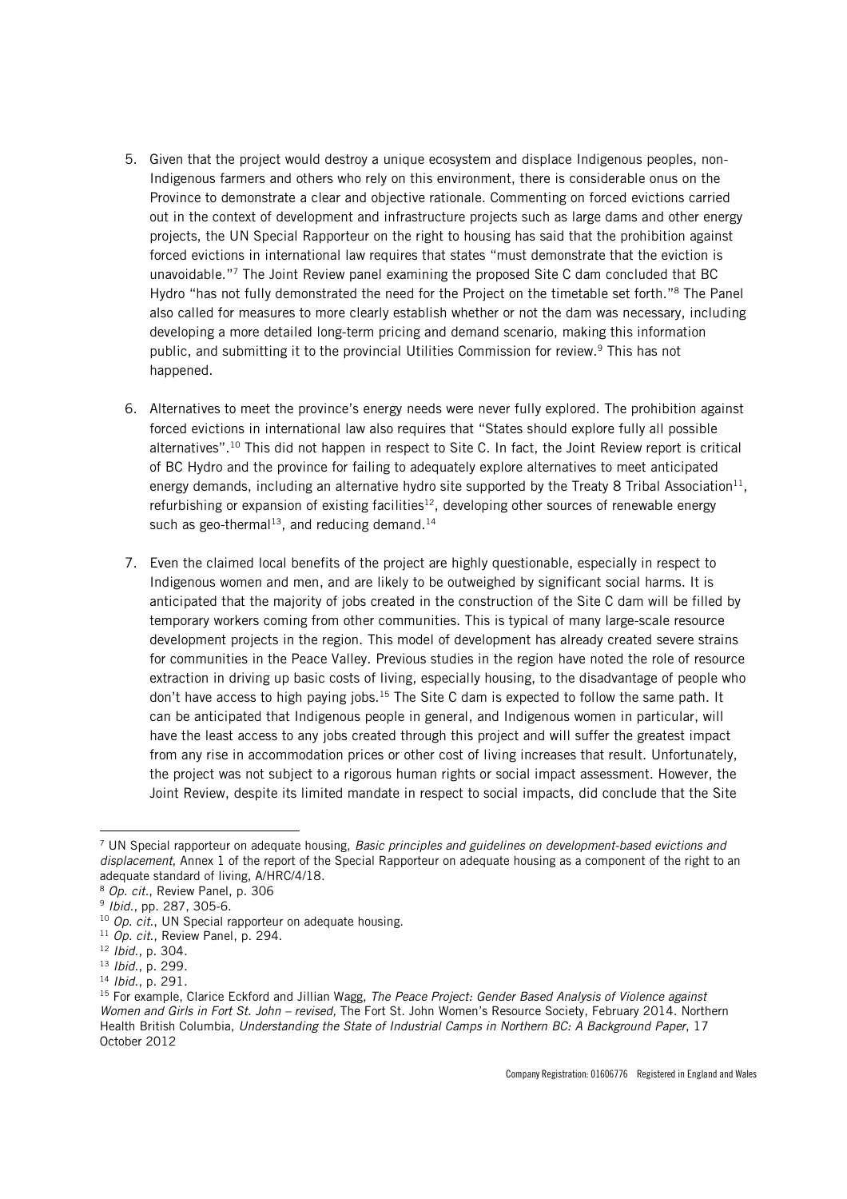5. Given that the project would destroy a unique ecosystem and displace Indigenous peoples, non-Indigenous farmers and others who rely on this environment, there is considerable onus on the Province to demonstrate a clear and objective rationale. Commenting on forced evictions carried out in the context of development and infrastructure projects such as large dams and other energy projects, the UN Special Rapporteur on the right to housing has said that the prohibition against forced evictions in international law requires that states "must demonstrate that the eviction is unavoidable."[7] The Joint Review panel examining the proposed Site C dam concluded that BC Hydro "has not fully demonstrated the need for the Project on the timetable set forth."[8] The Panel also called for measures to more clearly establish whether or not the dam was necessary, including developing a more detailed long-term pricing and demand scenario, making this information public, and submitting it to the provincial Utilities Commission for review.[9] This has not happened.

6. Alternatives to meet the province's energy needs were never fully explored. The prohibition against forced evictions in international law also requires that "States should explore fully all possible alternatives".[10] This did not happen in respect to Site C. In fact, the Joint Review report is critical of BC Hydro and the province for failing to adequately explore alternatives to meet anticipated energy demands, including an alternative hydro site supported by the Treaty 8 Tribal Association[11], refurbishing or expansion of existing facilities[12], developing other sources of renewable energy such as geo-thermal[13], and reducing demand.[14]

7. Even the claimed local benefits of the project are highly questionable, especially in respect to Indigenous women and men, and are likely to be outweighed by significant social harms. It is anticipated that the majority of jobs created in the construction of the Site C dam will be filled by temporary workers coming from other communities. This is typical of many large-scale resource development projects in the region. This model of development has already created severe strains for communities in the Peace Valley. Previous studies in the region have noted the role of resource extraction in driving up basic costs of living, especially housing, to the disadvantage of people who don't have access to high paying jobs.[15] The Site C dam is expected to follow the same path. It can be anticipated that Indigenous people in general, and Indigenous women in particular, will have the least access to any jobs created through this project and will suffer the greatest impact from any rise in accommodation prices or other cost of living increases that result. Unfortunately, the project was not subject to a rigorous human rights or social impact assessment. However, the Joint Review, despite its limited mandate in respect to social impacts, did conclude that the Site

---

[7] UN Special rapporteur on adequate housing, *Basic principles and guidelines on development-based evictions and displacement*, Annex 1 of the report of the Special Rapporteur on adequate housing as a component of the right to an adequate standard of living, A/HRC/4/18.

[8] *Op. cit.*, Review Panel, p. 306

[9] *Ibid.*, pp. 287, 305-6.

[10] *Op. cit.*, UN Special rapporteur on adequate housing.

[11] *Op. cit.*, Review Panel, p. 294.

[12] *Ibid.*, p. 304.

[13] *Ibid.*, p. 299.

[14] *Ibid.*, p. 291.

[15] For example, Clarice Eckford and Jillian Wagg, *The Peace Project: Gender Based Analysis of Violence against Women and Girls in Fort St. John – revised,* The Fort St. John Women's Resource Society, February 2014. Northern Health British Columbia, *Understanding the State of Industrial Camps in Northern BC: A Background Paper*, 17 October 2012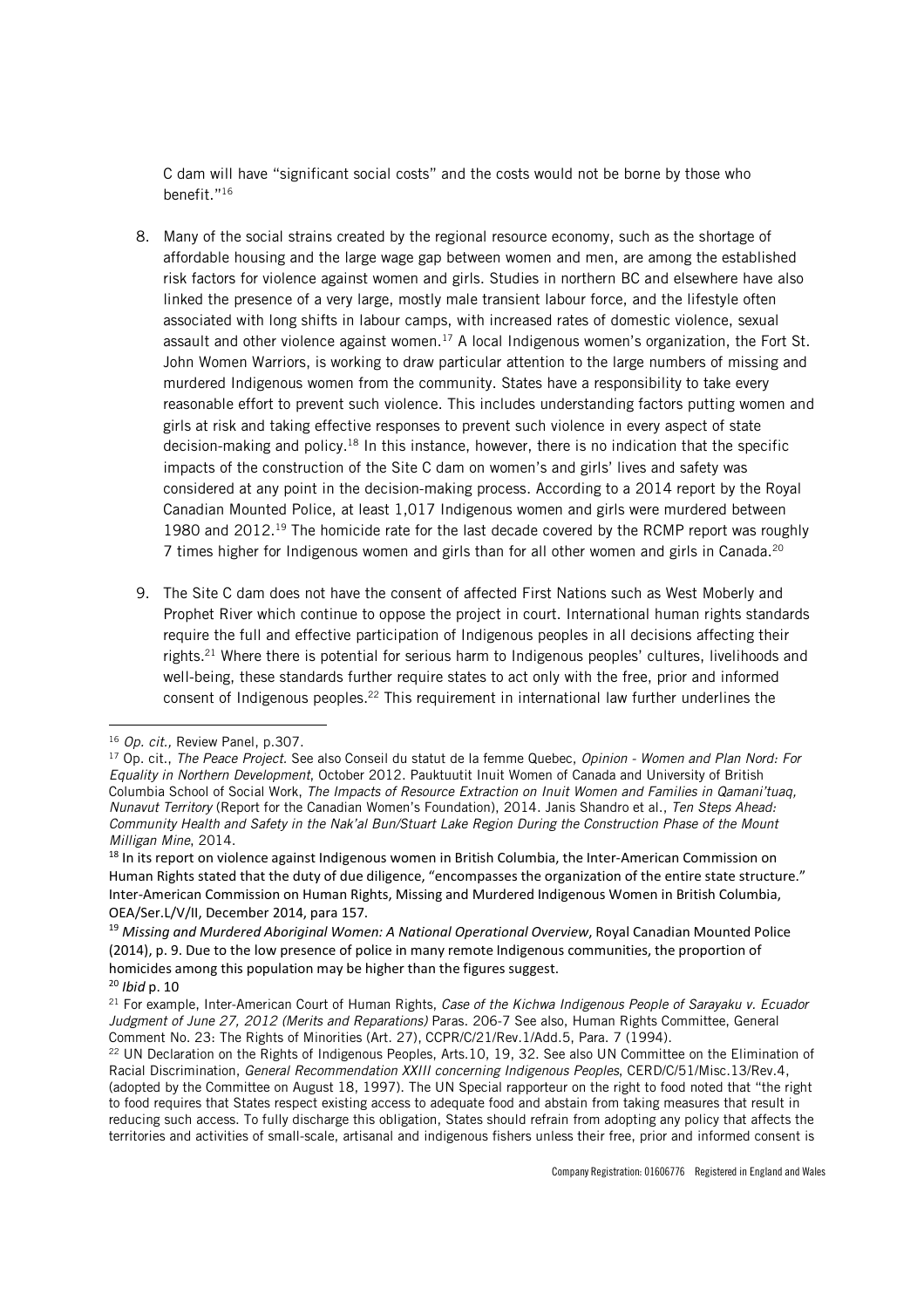C dam will have "significant social costs" and the costs would not be borne by those who benefit."[16]

8. Many of the social strains created by the regional resource economy, such as the shortage of affordable housing and the large wage gap between women and men, are among the established risk factors for violence against women and girls. Studies in northern BC and elsewhere have also linked the presence of a very large, mostly male transient labour force, and the lifestyle often associated with long shifts in labour camps, with increased rates of domestic violence, sexual assault and other violence against women.[17] A local Indigenous women's organization, the Fort St. John Women Warriors, is working to draw particular attention to the large numbers of missing and murdered Indigenous women from the community. States have a responsibility to take every reasonable effort to prevent such violence. This includes understanding factors putting women and girls at risk and taking effective responses to prevent such violence in every aspect of state decision-making and policy.[18] In this instance, however, there is no indication that the specific impacts of the construction of the Site C dam on women's and girls' lives and safety was considered at any point in the decision-making process. According to a 2014 report by the Royal Canadian Mounted Police, at least 1,017 Indigenous women and girls were murdered between 1980 and 2012.[19] The homicide rate for the last decade covered by the RCMP report was roughly 7 times higher for Indigenous women and girls than for all other women and girls in Canada.[20]

9. The Site C dam does not have the consent of affected First Nations such as West Moberly and Prophet River which continue to oppose the project in court. International human rights standards require the full and effective participation of Indigenous peoples in all decisions affecting their rights.[21] Where there is potential for serious harm to Indigenous peoples' cultures, livelihoods and well-being, these standards further require states to act only with the free, prior and informed consent of Indigenous peoples.[22] This requirement in international law further underlines the

---

[16] *Op. cit.,* Review Panel, p.307.

[17] Op. cit., *The Peace Project.* See also Conseil du statut de la femme Quebec, *Opinion - Women and Plan Nord: For Equality in Northern Development*, October 2012. Pauktuutit Inuit Women of Canada and University of British Columbia School of Social Work, *The Impacts of Resource Extraction on Inuit Women and Families in Qamani'tuaq, Nunavut Territory* (Report for the Canadian Women's Foundation), 2014. Janis Shandro et al., *Ten Steps Ahead: Community Health and Safety in the Nak'al Bun/Stuart Lake Region During the Construction Phase of the Mount Milligan Mine*, 2014.

[18] In its report on violence against Indigenous women in British Columbia, the Inter-American Commission on Human Rights stated that the duty of due diligence, "encompasses the organization of the entire state structure." Inter-American Commission on Human Rights, Missing and Murdered Indigenous Women in British Columbia, OEA/Ser.L/V/II, December 2014, para 157.

[19] *Missing and Murdered Aboriginal Women: A National Operational Overview*, Royal Canadian Mounted Police (2014), p. 9. Due to the low presence of police in many remote Indigenous communities, the proportion of homicides among this population may be higher than the figures suggest.

[20] *Ibid* p. 10

[21] For example, Inter-American Court of Human Rights, *Case of the Kichwa Indigenous People of Sarayaku v. Ecuador Judgment of June 27, 2012 (Merits and Reparations)* Paras. 206-7 See also, Human Rights Committee, General Comment No. 23: The Rights of Minorities (Art. 27), CCPR/C/21/Rev.1/Add.5, Para. 7 (1994).

[22] UN Declaration on the Rights of Indigenous Peoples, Arts.10, 19, 32. See also UN Committee on the Elimination of Racial Discrimination, *General Recommendation XXIII concerning Indigenous Peoples*, CERD/C/51/Misc.13/Rev.4, (adopted by the Committee on August 18, 1997). The UN Special rapporteur on the right to food noted that "the right to food requires that States respect existing access to adequate food and abstain from taking measures that result in reducing such access. To fully discharge this obligation, States should refrain from adopting any policy that affects the territories and activities of small-scale, artisanal and indigenous fishers unless their free, prior and informed consent is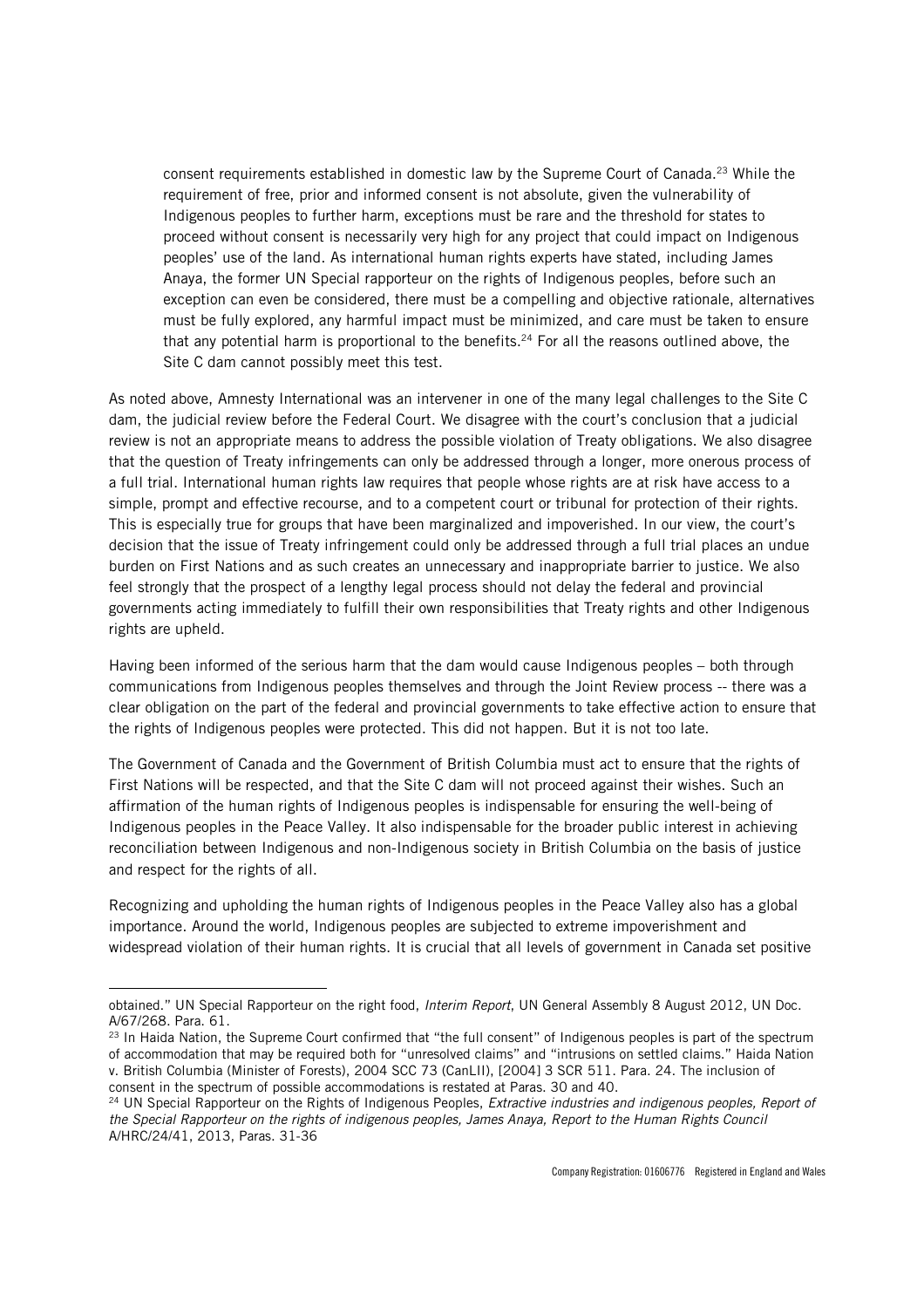consent requirements established in domestic law by the Supreme Court of Canada.[23] While the requirement of free, prior and informed consent is not absolute, given the vulnerability of Indigenous peoples to further harm, exceptions must be rare and the threshold for states to proceed without consent is necessarily very high for any project that could impact on Indigenous peoples' use of the land. As international human rights experts have stated, including James Anaya, the former UN Special rapporteur on the rights of Indigenous peoples, before such an exception can even be considered, there must be a compelling and objective rationale, alternatives must be fully explored, any harmful impact must be minimized, and care must be taken to ensure that any potential harm is proportional to the benefits.[24] For all the reasons outlined above, the Site C dam cannot possibly meet this test.

As noted above, Amnesty International was an intervener in one of the many legal challenges to the Site C dam, the judicial review before the Federal Court. We disagree with the court's conclusion that a judicial review is not an appropriate means to address the possible violation of Treaty obligations. We also disagree that the question of Treaty infringements can only be addressed through a longer, more onerous process of a full trial. International human rights law requires that people whose rights are at risk have access to a simple, prompt and effective recourse, and to a competent court or tribunal for protection of their rights. This is especially true for groups that have been marginalized and impoverished. In our view, the court's decision that the issue of Treaty infringement could only be addressed through a full trial places an undue burden on First Nations and as such creates an unnecessary and inappropriate barrier to justice. We also feel strongly that the prospect of a lengthy legal process should not delay the federal and provincial governments acting immediately to fulfill their own responsibilities that Treaty rights and other Indigenous rights are upheld.

Having been informed of the serious harm that the dam would cause Indigenous peoples – both through communications from Indigenous peoples themselves and through the Joint Review process -- there was a clear obligation on the part of the federal and provincial governments to take effective action to ensure that the rights of Indigenous peoples were protected. This did not happen. But it is not too late.

The Government of Canada and the Government of British Columbia must act to ensure that the rights of First Nations will be respected, and that the Site C dam will not proceed against their wishes. Such an affirmation of the human rights of Indigenous peoples is indispensable for ensuring the well-being of Indigenous peoples in the Peace Valley. It also indispensable for the broader public interest in achieving reconciliation between Indigenous and non-Indigenous society in British Columbia on the basis of justice and respect for the rights of all.

Recognizing and upholding the human rights of Indigenous peoples in the Peace Valley also has a global importance. Around the world, Indigenous peoples are subjected to extreme impoverishment and widespread violation of their human rights. It is crucial that all levels of government in Canada set positive

---

obtained." UN Special Rapporteur on the right food, *Interim Report*, UN General Assembly 8 August 2012, UN Doc. A/67/268. Para. 61.

[23] In Haida Nation, the Supreme Court confirmed that "the full consent" of Indigenous peoples is part of the spectrum of accommodation that may be required both for "unresolved claims" and "intrusions on settled claims." Haida Nation v. British Columbia (Minister of Forests), 2004 SCC 73 (CanLII), [2004] 3 SCR 511. Para. 24. The inclusion of consent in the spectrum of possible accommodations is restated at Paras. 30 and 40.

[24] UN Special Rapporteur on the Rights of Indigenous Peoples, *Extractive industries and indigenous peoples, Report of the Special Rapporteur on the rights of indigenous peoples, James Anaya, Report to the Human Rights Council* A/HRC/24/41, 2013, Paras. 31-36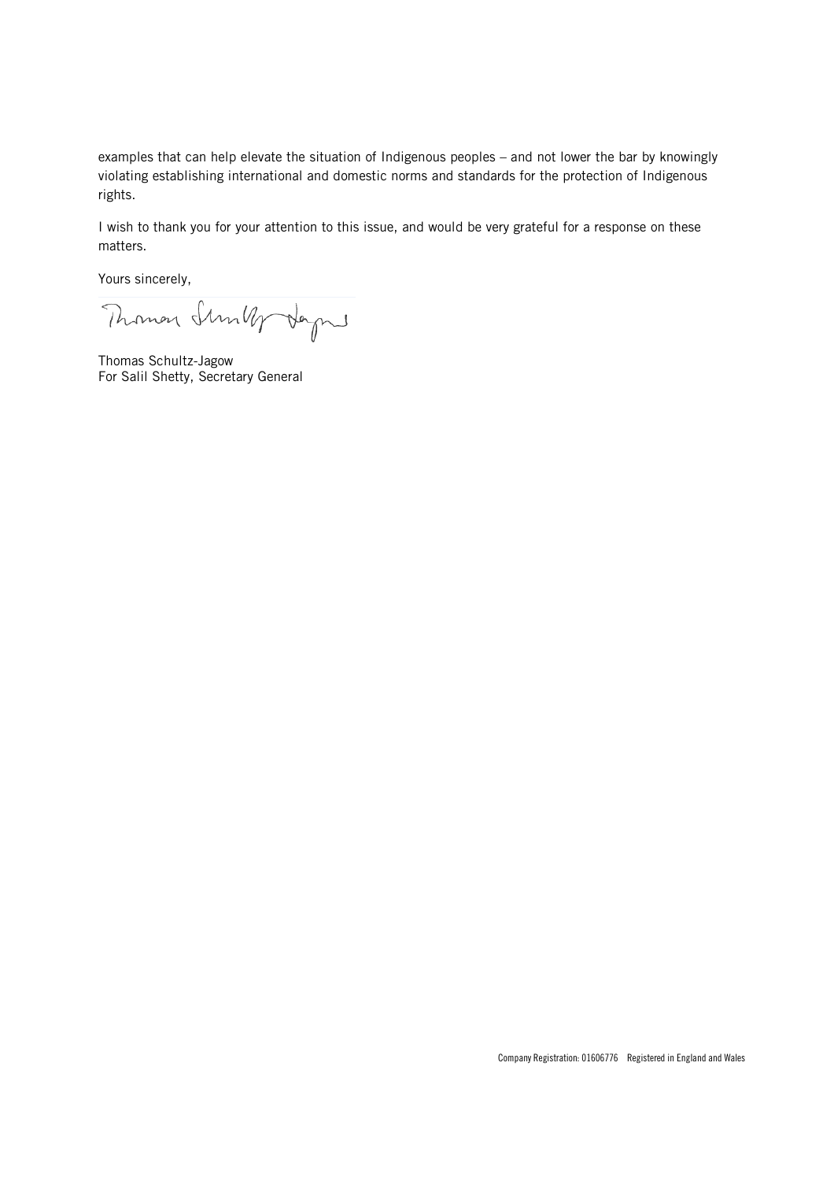examples that can help elevate the situation of Indigenous peoples – and not lower the bar by knowingly violating establishing international and domestic norms and standards for the protection of Indigenous rights.

I wish to thank you for your attention to this issue, and would be very grateful for a response on these matters.

Yours sincerely,

Thomas Schultz-Jagow
For Salil Shetty, Secretary General

Company Registration: 01606776 Registered in England and Wales